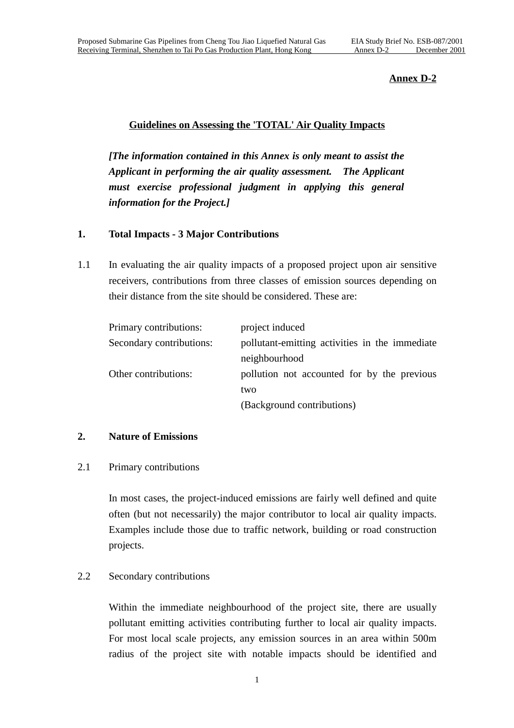**Annex D-2**

## Guidelines on Assessing the 'TOTAL' Air Quality Impacts

***[The information contained in this Annex is only meant to assist the Applicant in performing the air quality assessment. The Applicant must exercise professional judgment in applying this general information for the Project.]***

### 1. Total Impacts - 3 Major Contributions

1.1 In evaluating the air quality impacts of a proposed project upon air sensitive receivers, contributions from three classes of emission sources depending on their distance from the site should be considered. These are:

| | |
|---|---|
| Primary contributions: | project induced |
| Secondary contributions: | pollutant-emitting activities in the immediate neighbourhood |
| Other contributions: | pollution not accounted for by the previous two (Background contributions) |

### 2. Nature of Emissions

2.1 Primary contributions

In most cases, the project-induced emissions are fairly well defined and quite often (but not necessarily) the major contributor to local air quality impacts. Examples include those due to traffic network, building or road construction projects.

2.2 Secondary contributions

Within the immediate neighbourhood of the project site, there are usually pollutant emitting activities contributing further to local air quality impacts. For most local scale projects, any emission sources in an area within 500m radius of the project site with notable impacts should be identified and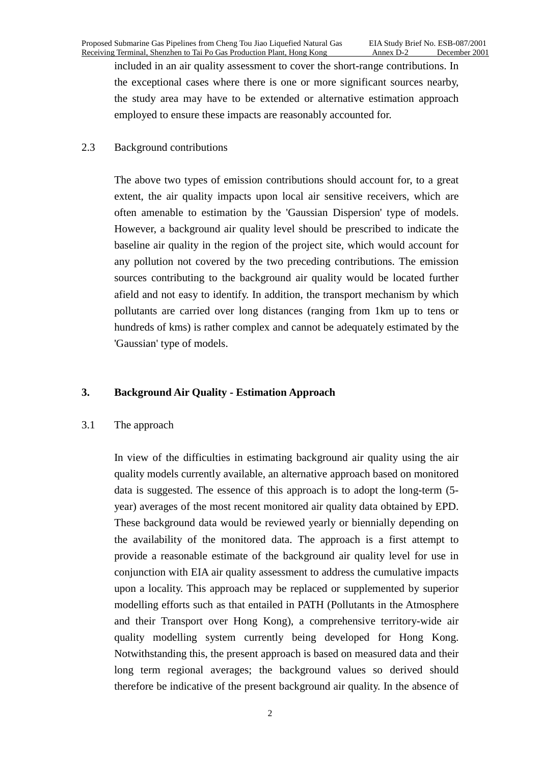included in an air quality assessment to cover the short-range contributions. In the exceptional cases where there is one or more significant sources nearby, the study area may have to be extended or alternative estimation approach employed to ensure these impacts are reasonably accounted for.

2.3 Background contributions

The above two types of emission contributions should account for, to a great extent, the air quality impacts upon local air sensitive receivers, which are often amenable to estimation by the 'Gaussian Dispersion' type of models. However, a background air quality level should be prescribed to indicate the baseline air quality in the region of the project site, which would account for any pollution not covered by the two preceding contributions. The emission sources contributing to the background air quality would be located further afield and not easy to identify. In addition, the transport mechanism by which pollutants are carried over long distances (ranging from 1km up to tens or hundreds of kms) is rather complex and cannot be adequately estimated by the 'Gaussian' type of models.

## 3. Background Air Quality - Estimation Approach

3.1 The approach

In view of the difficulties in estimating background air quality using the air quality models currently available, an alternative approach based on monitored data is suggested. The essence of this approach is to adopt the long-term (5-year) averages of the most recent monitored air quality data obtained by EPD. These background data would be reviewed yearly or biennially depending on the availability of the monitored data. The approach is a first attempt to provide a reasonable estimate of the background air quality level for use in conjunction with EIA air quality assessment to address the cumulative impacts upon a locality. This approach may be replaced or supplemented by superior modelling efforts such as that entailed in PATH (Pollutants in the Atmosphere and their Transport over Hong Kong), a comprehensive territory-wide air quality modelling system currently being developed for Hong Kong. Notwithstanding this, the present approach is based on measured data and their long term regional averages; the background values so derived should therefore be indicative of the present background air quality. In the absence of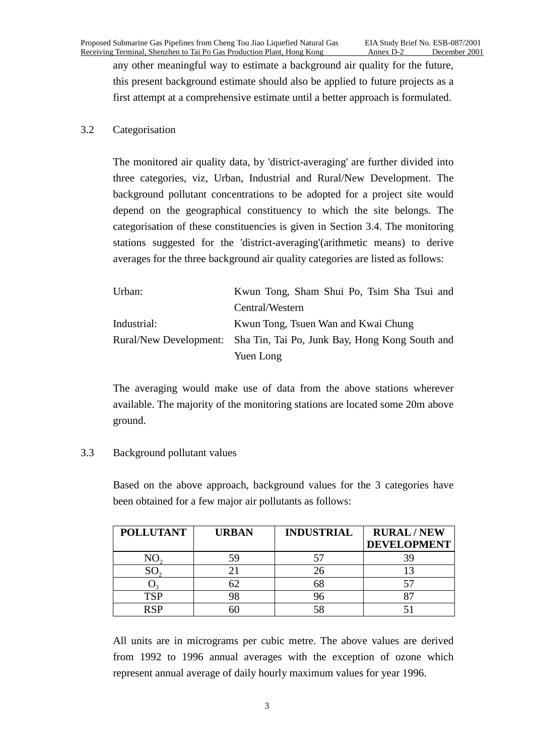any other meaningful way to estimate a background air quality for the future, this present background estimate should also be applied to future projects as a first attempt at a comprehensive estimate until a better approach is formulated.

### 3.2 Categorisation

The monitored air quality data, by 'district-averaging' are further divided into three categories, viz, Urban, Industrial and Rural/New Development. The background pollutant concentrations to be adopted for a project site would depend on the geographical constituency to which the site belongs. The categorisation of these constituencies is given in Section 3.4. The monitoring stations suggested for the 'district-averaging'(arithmetic means) to derive averages for the three background air quality categories are listed as follows:

| | |
|---|---|
| Urban: | Kwun Tong, Sham Shui Po, Tsim Sha Tsui and Central/Western |
| Industrial: | Kwun Tong, Tsuen Wan and Kwai Chung |
| Rural/New Development: | Sha Tin, Tai Po, Junk Bay, Hong Kong South and Yuen Long |

The averaging would make use of data from the above stations wherever available. The majority of the monitoring stations are located some 20m above ground.

### 3.3 Background pollutant values

Based on the above approach, background values for the 3 categories have been obtained for a few major air pollutants as follows:

| POLLUTANT | URBAN | INDUSTRIAL | RURAL / NEW DEVELOPMENT |
|---|---|---|---|
| $NO_2$ | 59 | 57 | 39 |
| $SO_2$ | 21 | 26 | 13 |
| $O_3$ | 62 | 68 | 57 |
| TSP | 98 | 96 | 87 |
| RSP | 60 | 58 | 51 |

All units are in micrograms per cubic metre. The above values are derived from 1992 to 1996 annual averages with the exception of ozone which represent annual average of daily hourly maximum values for year 1996.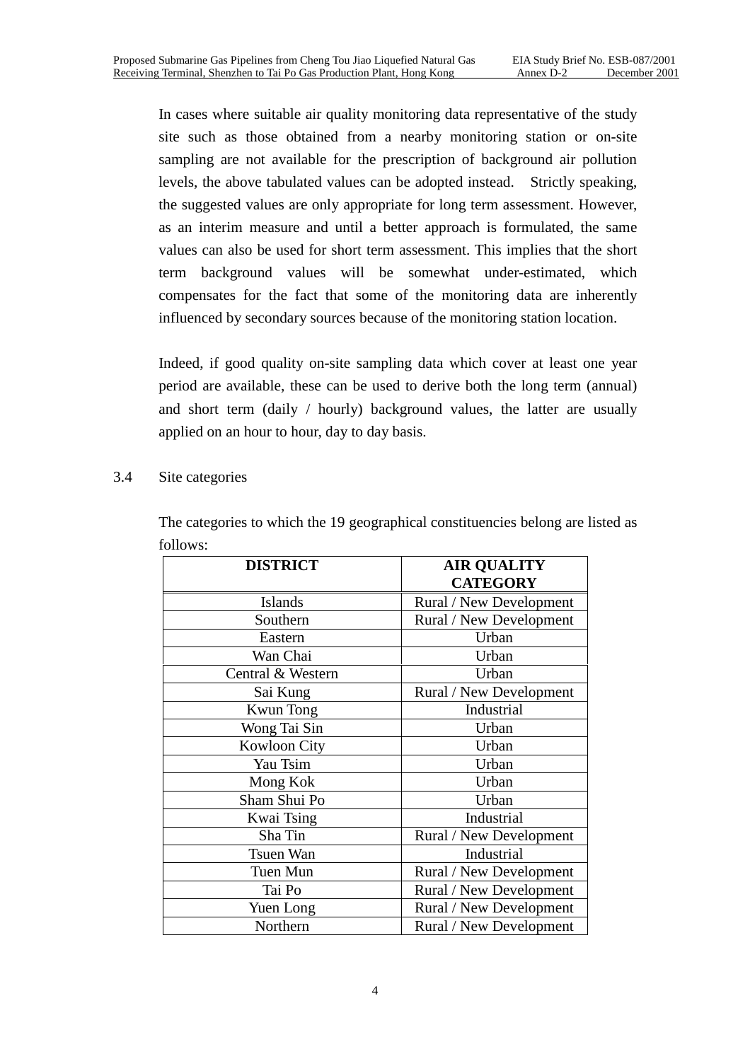In cases where suitable air quality monitoring data representative of the study site such as those obtained from a nearby monitoring station or on-site sampling are not available for the prescription of background air pollution levels, the above tabulated values can be adopted instead. Strictly speaking, the suggested values are only appropriate for long term assessment. However, as an interim measure and until a better approach is formulated, the same values can also be used for short term assessment. This implies that the short term background values will be somewhat under-estimated, which compensates for the fact that some of the monitoring data are inherently influenced by secondary sources because of the monitoring station location.

Indeed, if good quality on-site sampling data which cover at least one year period are available, these can be used to derive both the long term (annual) and short term (daily / hourly) background values, the latter are usually applied on an hour to hour, day to day basis.

3.4 Site categories

The categories to which the 19 geographical constituencies belong are listed as follows:

| **DISTRICT** | **AIR QUALITY CATEGORY** |
|---|---|
| Islands | Rural / New Development |
| Southern | Rural / New Development |
| Eastern | Urban |
| Wan Chai | Urban |
| Central & Western | Urban |
| Sai Kung | Rural / New Development |
| Kwun Tong | Industrial |
| Wong Tai Sin | Urban |
| Kowloon City | Urban |
| Yau Tsim | Urban |
| Mong Kok | Urban |
| Sham Shui Po | Urban |
| Kwai Tsing | Industrial |
| Sha Tin | Rural / New Development |
| Tsuen Wan | Industrial |
| Tuen Mun | Rural / New Development |
| Tai Po | Rural / New Development |
| Yuen Long | Rural / New Development |
| Northern | Rural / New Development |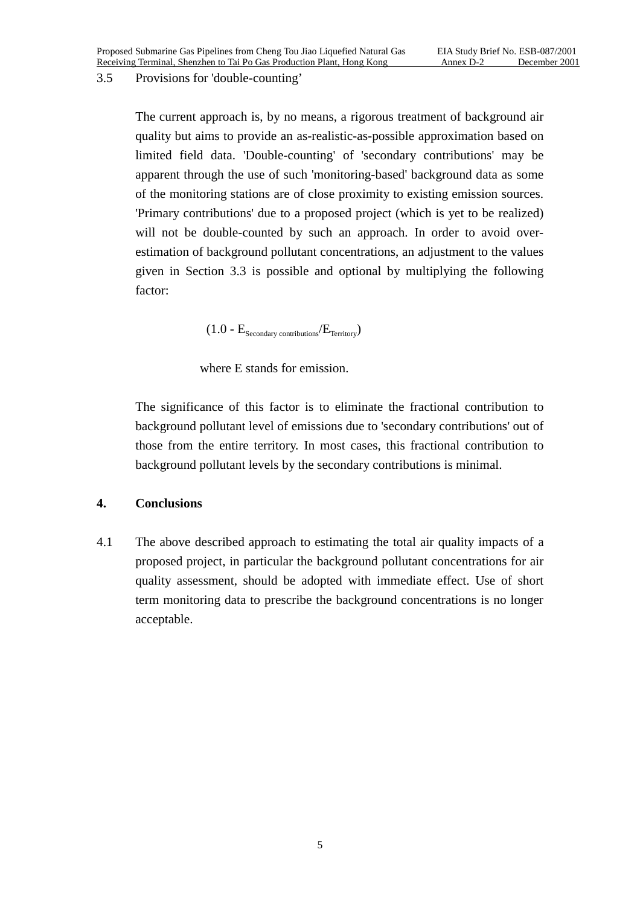## 3.5 Provisions for 'double-counting'

The current approach is, by no means, a rigorous treatment of background air quality but aims to provide an as-realistic-as-possible approximation based on limited field data. 'Double-counting' of 'secondary contributions' may be apparent through the use of such 'monitoring-based' background data as some of the monitoring stations are of close proximity to existing emission sources. 'Primary contributions' due to a proposed project (which is yet to be realized) will not be double-counted by such an approach. In order to avoid over-estimation of background pollutant concentrations, an adjustment to the values given in Section 3.3 is possible and optional by multiplying the following factor:

$$(1.0 - E_{\text{Secondary contributions}}/E_{\text{Territory}})$$

where E stands for emission.

The significance of this factor is to eliminate the fractional contribution to background pollutant level of emissions due to 'secondary contributions' out of those from the entire territory. In most cases, this fractional contribution to background pollutant levels by the secondary contributions is minimal.

# 4. Conclusions

4.1 The above described approach to estimating the total air quality impacts of a proposed project, in particular the background pollutant concentrations for air quality assessment, should be adopted with immediate effect. Use of short term monitoring data to prescribe the background concentrations is no longer acceptable.